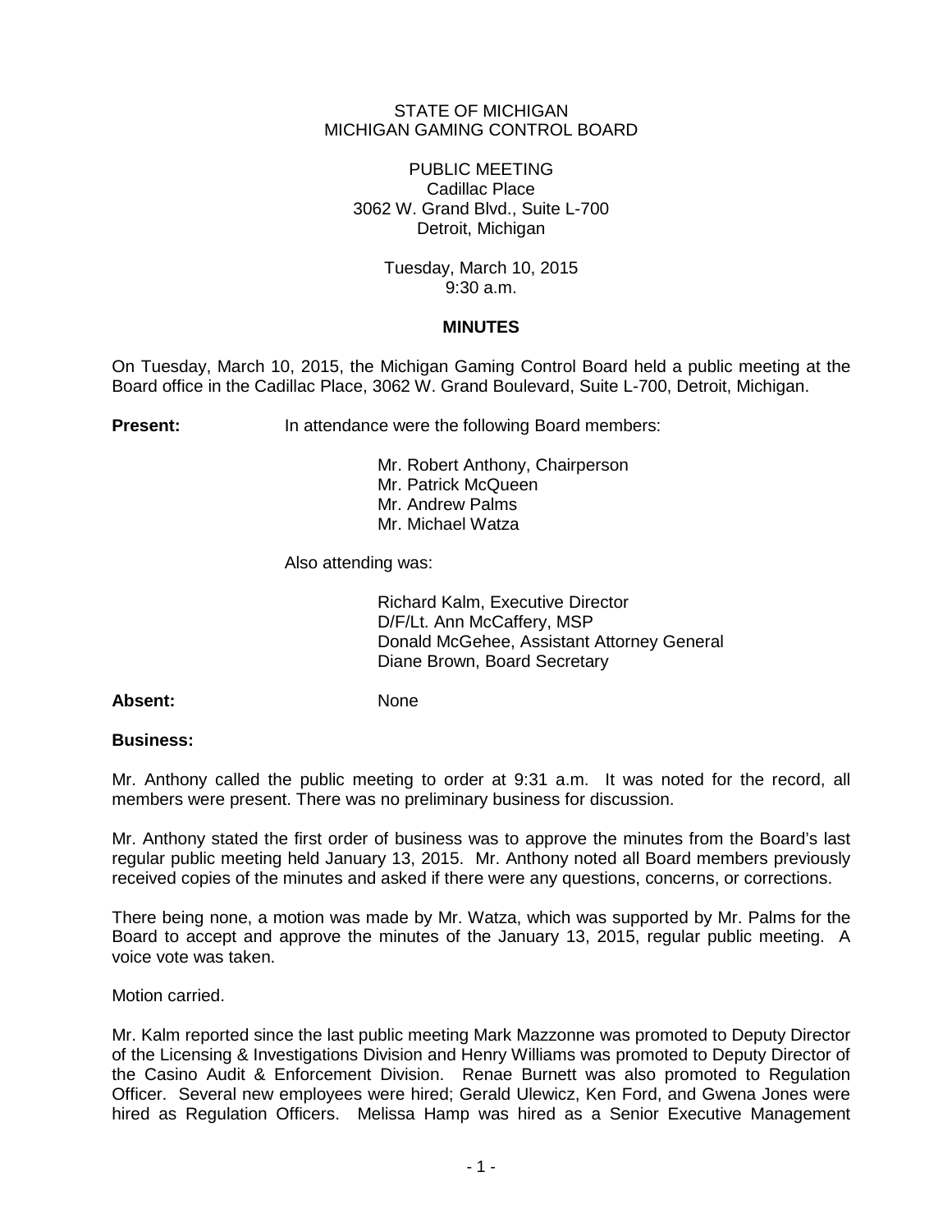STATE OF MICHIGAN
MICHIGAN GAMING CONTROL BOARD

PUBLIC MEETING
Cadillac Place
3062 W. Grand Blvd., Suite L-700
Detroit, Michigan

Tuesday, March 10, 2015
9:30 a.m.

## MINUTES

On Tuesday, March 10, 2015, the Michigan Gaming Control Board held a public meeting at the Board office in the Cadillac Place, 3062 W. Grand Boulevard, Suite L-700, Detroit, Michigan.

**Present:** In attendance were the following Board members:

Mr. Robert Anthony, Chairperson
Mr. Patrick McQueen
Mr. Andrew Palms
Mr. Michael Watza

Also attending was:

Richard Kalm, Executive Director
D/F/Lt. Ann McCaffery, MSP
Donald McGehee, Assistant Attorney General
Diane Brown, Board Secretary

**Absent:** None

**Business:**

Mr. Anthony called the public meeting to order at 9:31 a.m. It was noted for the record, all members were present. There was no preliminary business for discussion.

Mr. Anthony stated the first order of business was to approve the minutes from the Board's last regular public meeting held January 13, 2015. Mr. Anthony noted all Board members previously received copies of the minutes and asked if there were any questions, concerns, or corrections.

There being none, a motion was made by Mr. Watza, which was supported by Mr. Palms for the Board to accept and approve the minutes of the January 13, 2015, regular public meeting. A voice vote was taken.

Motion carried.

Mr. Kalm reported since the last public meeting Mark Mazzonne was promoted to Deputy Director of the Licensing & Investigations Division and Henry Williams was promoted to Deputy Director of the Casino Audit & Enforcement Division. Renae Burnett was also promoted to Regulation Officer. Several new employees were hired; Gerald Ulewicz, Ken Ford, and Gwena Jones were hired as Regulation Officers. Melissa Hamp was hired as a Senior Executive Management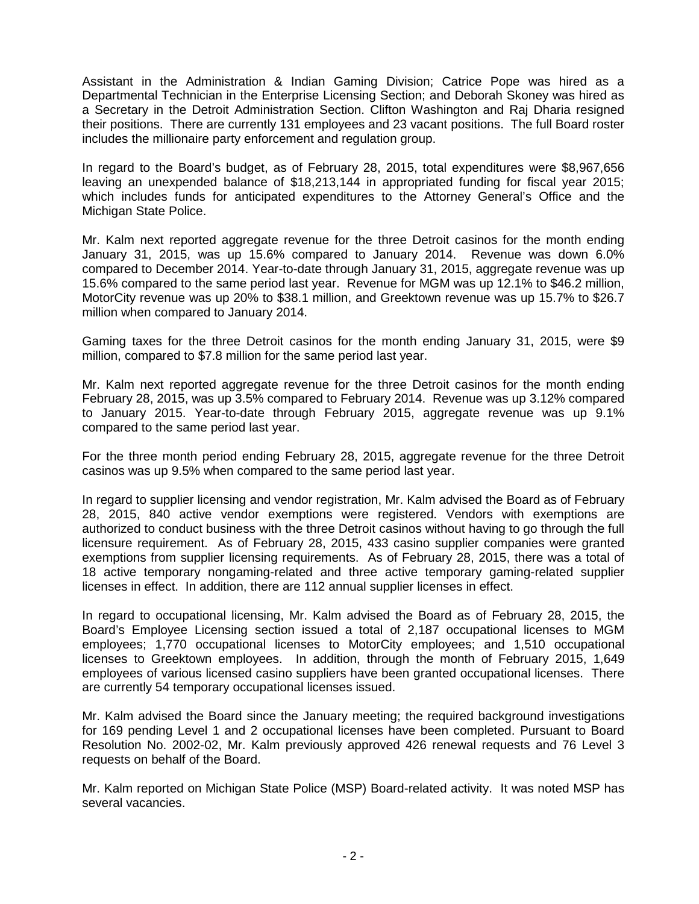Assistant in the Administration & Indian Gaming Division; Catrice Pope was hired as a Departmental Technician in the Enterprise Licensing Section; and Deborah Skoney was hired as a Secretary in the Detroit Administration Section. Clifton Washington and Raj Dharia resigned their positions. There are currently 131 employees and 23 vacant positions. The full Board roster includes the millionaire party enforcement and regulation group.

In regard to the Board's budget, as of February 28, 2015, total expenditures were $8,967,656 leaving an unexpended balance of $18,213,144 in appropriated funding for fiscal year 2015; which includes funds for anticipated expenditures to the Attorney General's Office and the Michigan State Police.

Mr. Kalm next reported aggregate revenue for the three Detroit casinos for the month ending January 31, 2015, was up 15.6% compared to January 2014. Revenue was down 6.0% compared to December 2014. Year-to-date through January 31, 2015, aggregate revenue was up 15.6% compared to the same period last year. Revenue for MGM was up 12.1% to $46.2 million, MotorCity revenue was up 20% to $38.1 million, and Greektown revenue was up 15.7% to $26.7 million when compared to January 2014.

Gaming taxes for the three Detroit casinos for the month ending January 31, 2015, were $9 million, compared to $7.8 million for the same period last year.

Mr. Kalm next reported aggregate revenue for the three Detroit casinos for the month ending February 28, 2015, was up 3.5% compared to February 2014. Revenue was up 3.12% compared to January 2015. Year-to-date through February 2015, aggregate revenue was up 9.1% compared to the same period last year.

For the three month period ending February 28, 2015, aggregate revenue for the three Detroit casinos was up 9.5% when compared to the same period last year.

In regard to supplier licensing and vendor registration, Mr. Kalm advised the Board as of February 28, 2015, 840 active vendor exemptions were registered. Vendors with exemptions are authorized to conduct business with the three Detroit casinos without having to go through the full licensure requirement. As of February 28, 2015, 433 casino supplier companies were granted exemptions from supplier licensing requirements. As of February 28, 2015, there was a total of 18 active temporary nongaming-related and three active temporary gaming-related supplier licenses in effect. In addition, there are 112 annual supplier licenses in effect.

In regard to occupational licensing, Mr. Kalm advised the Board as of February 28, 2015, the Board's Employee Licensing section issued a total of 2,187 occupational licenses to MGM employees; 1,770 occupational licenses to MotorCity employees; and 1,510 occupational licenses to Greektown employees. In addition, through the month of February 2015, 1,649 employees of various licensed casino suppliers have been granted occupational licenses. There are currently 54 temporary occupational licenses issued.

Mr. Kalm advised the Board since the January meeting; the required background investigations for 169 pending Level 1 and 2 occupational licenses have been completed. Pursuant to Board Resolution No. 2002-02, Mr. Kalm previously approved 426 renewal requests and 76 Level 3 requests on behalf of the Board.

Mr. Kalm reported on Michigan State Police (MSP) Board-related activity. It was noted MSP has several vacancies.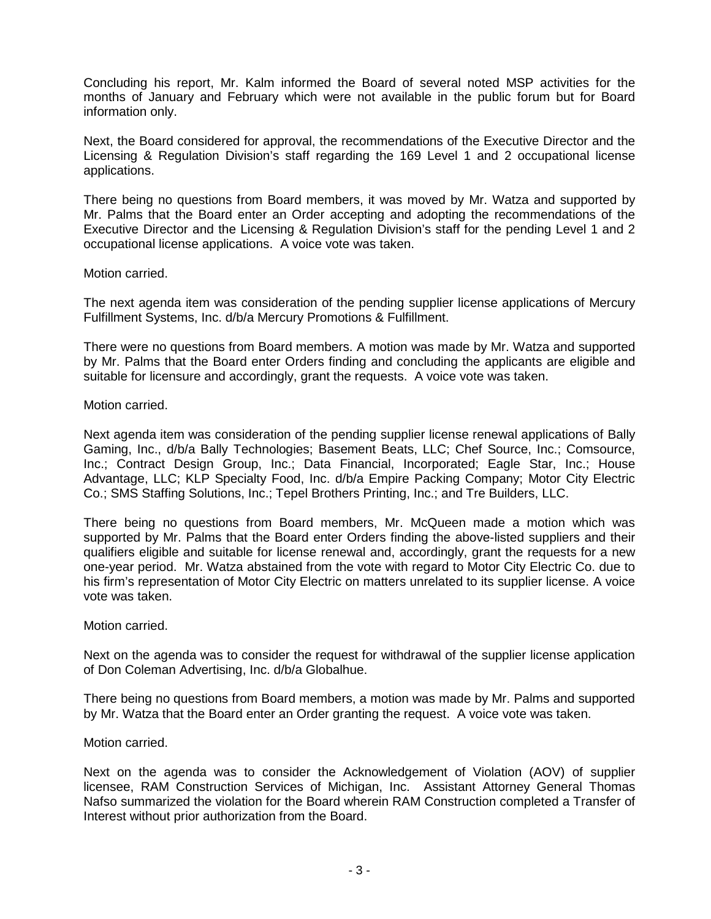Concluding his report, Mr. Kalm informed the Board of several noted MSP activities for the months of January and February which were not available in the public forum but for Board information only.

Next, the Board considered for approval, the recommendations of the Executive Director and the Licensing & Regulation Division's staff regarding the 169 Level 1 and 2 occupational license applications.

There being no questions from Board members, it was moved by Mr. Watza and supported by Mr. Palms that the Board enter an Order accepting and adopting the recommendations of the Executive Director and the Licensing & Regulation Division's staff for the pending Level 1 and 2 occupational license applications. A voice vote was taken.

Motion carried.

The next agenda item was consideration of the pending supplier license applications of Mercury Fulfillment Systems, Inc. d/b/a Mercury Promotions & Fulfillment.

There were no questions from Board members. A motion was made by Mr. Watza and supported by Mr. Palms that the Board enter Orders finding and concluding the applicants are eligible and suitable for licensure and accordingly, grant the requests. A voice vote was taken.

Motion carried.

Next agenda item was consideration of the pending supplier license renewal applications of Bally Gaming, Inc., d/b/a Bally Technologies; Basement Beats, LLC; Chef Source, Inc.; Comsource, Inc.; Contract Design Group, Inc.; Data Financial, Incorporated; Eagle Star, Inc.; House Advantage, LLC; KLP Specialty Food, Inc. d/b/a Empire Packing Company; Motor City Electric Co.; SMS Staffing Solutions, Inc.; Tepel Brothers Printing, Inc.; and Tre Builders, LLC.

There being no questions from Board members, Mr. McQueen made a motion which was supported by Mr. Palms that the Board enter Orders finding the above-listed suppliers and their qualifiers eligible and suitable for license renewal and, accordingly, grant the requests for a new one-year period. Mr. Watza abstained from the vote with regard to Motor City Electric Co. due to his firm's representation of Motor City Electric on matters unrelated to its supplier license. A voice vote was taken.

Motion carried.

Next on the agenda was to consider the request for withdrawal of the supplier license application of Don Coleman Advertising, Inc. d/b/a Globalhue.

There being no questions from Board members, a motion was made by Mr. Palms and supported by Mr. Watza that the Board enter an Order granting the request. A voice vote was taken.

Motion carried.

Next on the agenda was to consider the Acknowledgement of Violation (AOV) of supplier licensee, RAM Construction Services of Michigan, Inc. Assistant Attorney General Thomas Nafso summarized the violation for the Board wherein RAM Construction completed a Transfer of Interest without prior authorization from the Board.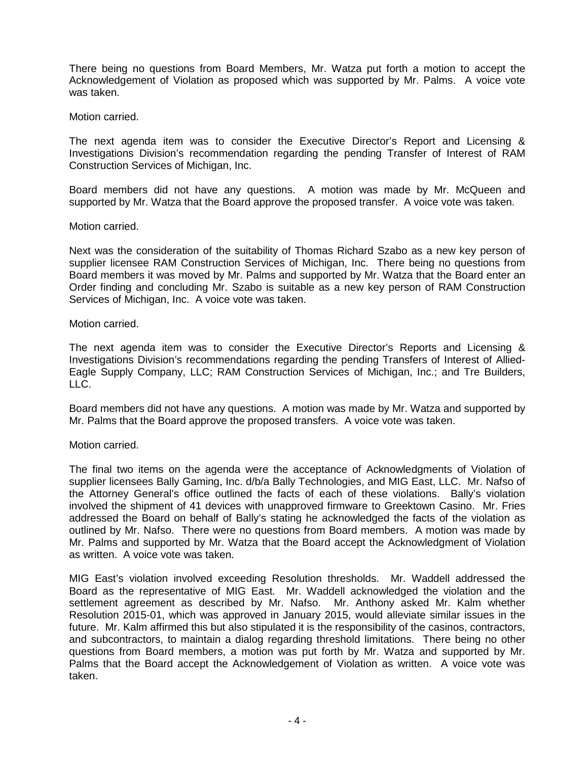There being no questions from Board Members, Mr. Watza put forth a motion to accept the Acknowledgement of Violation as proposed which was supported by Mr. Palms. A voice vote was taken.

Motion carried.

The next agenda item was to consider the Executive Director's Report and Licensing & Investigations Division's recommendation regarding the pending Transfer of Interest of RAM Construction Services of Michigan, Inc.

Board members did not have any questions. A motion was made by Mr. McQueen and supported by Mr. Watza that the Board approve the proposed transfer. A voice vote was taken.

Motion carried.

Next was the consideration of the suitability of Thomas Richard Szabo as a new key person of supplier licensee RAM Construction Services of Michigan, Inc. There being no questions from Board members it was moved by Mr. Palms and supported by Mr. Watza that the Board enter an Order finding and concluding Mr. Szabo is suitable as a new key person of RAM Construction Services of Michigan, Inc. A voice vote was taken.

Motion carried.

The next agenda item was to consider the Executive Director's Reports and Licensing & Investigations Division's recommendations regarding the pending Transfers of Interest of Allied-Eagle Supply Company, LLC; RAM Construction Services of Michigan, Inc.; and Tre Builders, LLC.

Board members did not have any questions. A motion was made by Mr. Watza and supported by Mr. Palms that the Board approve the proposed transfers. A voice vote was taken.

Motion carried.

The final two items on the agenda were the acceptance of Acknowledgments of Violation of supplier licensees Bally Gaming, Inc. d/b/a Bally Technologies, and MIG East, LLC. Mr. Nafso of the Attorney General's office outlined the facts of each of these violations. Bally's violation involved the shipment of 41 devices with unapproved firmware to Greektown Casino. Mr. Fries addressed the Board on behalf of Bally's stating he acknowledged the facts of the violation as outlined by Mr. Nafso. There were no questions from Board members. A motion was made by Mr. Palms and supported by Mr. Watza that the Board accept the Acknowledgment of Violation as written. A voice vote was taken.

MIG East's violation involved exceeding Resolution thresholds. Mr. Waddell addressed the Board as the representative of MIG East. Mr. Waddell acknowledged the violation and the settlement agreement as described by Mr. Nafso. Mr. Anthony asked Mr. Kalm whether Resolution 2015-01, which was approved in January 2015, would alleviate similar issues in the future. Mr. Kalm affirmed this but also stipulated it is the responsibility of the casinos, contractors, and subcontractors, to maintain a dialog regarding threshold limitations. There being no other questions from Board members, a motion was put forth by Mr. Watza and supported by Mr. Palms that the Board accept the Acknowledgement of Violation as written. A voice vote was taken.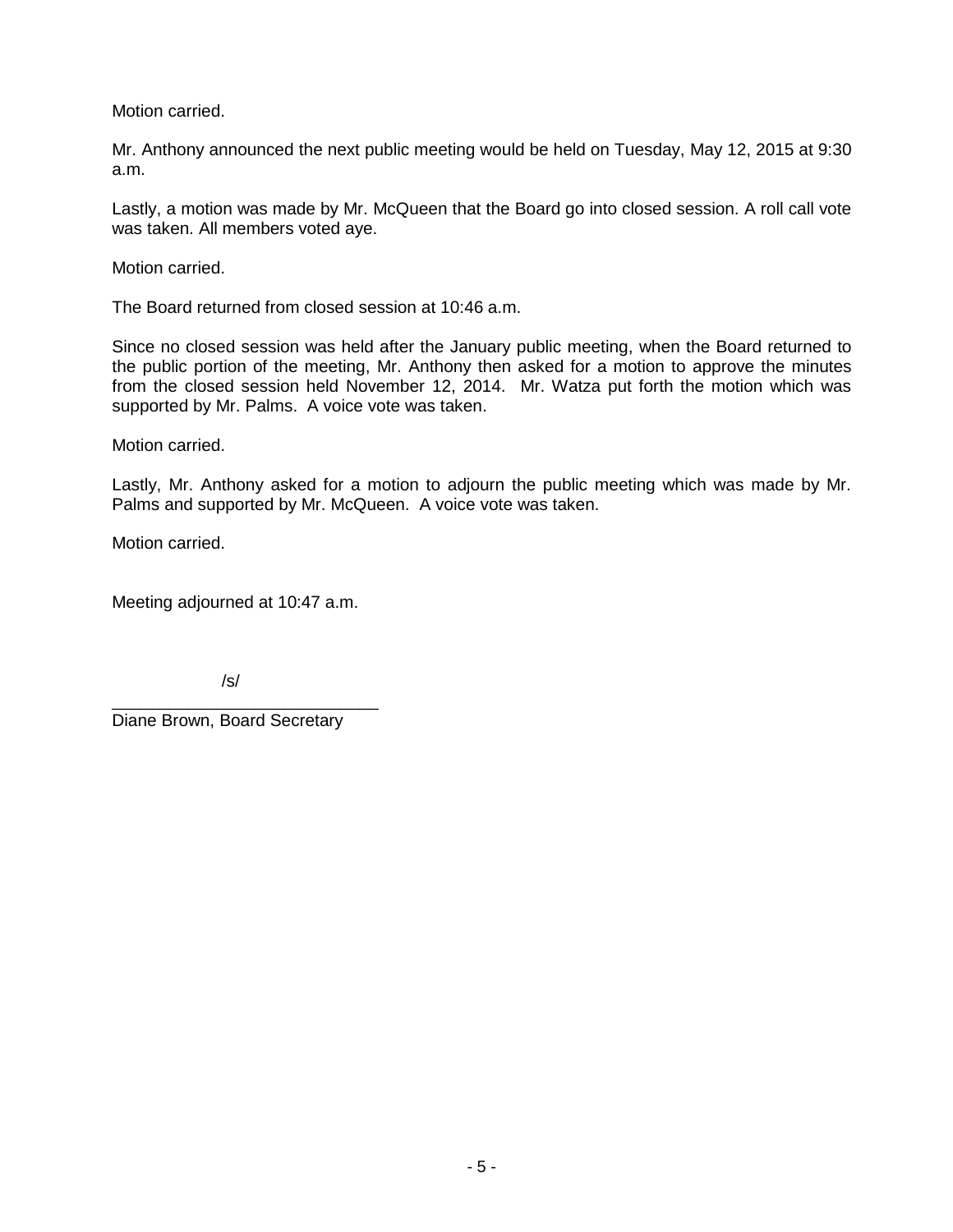Motion carried.

Mr. Anthony announced the next public meeting would be held on Tuesday, May 12, 2015 at 9:30 a.m.

Lastly, a motion was made by Mr. McQueen that the Board go into closed session. A roll call vote was taken. All members voted aye.

Motion carried.

The Board returned from closed session at 10:46 a.m.

Since no closed session was held after the January public meeting, when the Board returned to the public portion of the meeting, Mr. Anthony then asked for a motion to approve the minutes from the closed session held November 12, 2014. Mr. Watza put forth the motion which was supported by Mr. Palms. A voice vote was taken.

Motion carried.

Lastly, Mr. Anthony asked for a motion to adjourn the public meeting which was made by Mr. Palms and supported by Mr. McQueen. A voice vote was taken.

Motion carried.

Meeting adjourned at 10:47 a.m.

/s/
____________________________
Diane Brown, Board Secretary